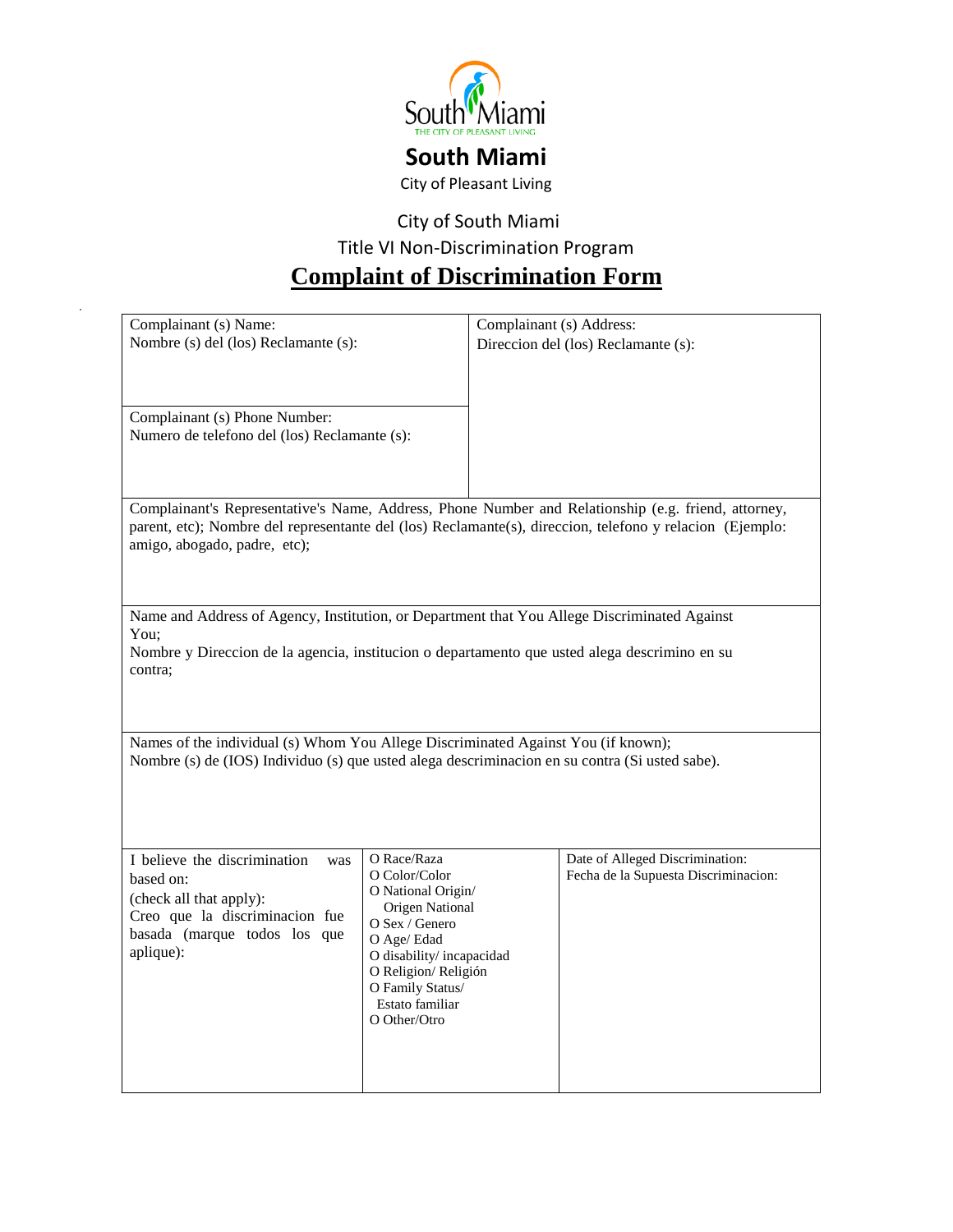South Miami
THE CITY OF PLEASANT LIVING

# South Miami

City of Pleasant Living

City of South Miami

Title VI Non-Discrimination Program

## Complaint of Discrimination Form

| Complainant (s) Name: Nombre (s) del (los) Reclamante (s): | Complainant (s) Address: Direccion del (los) Reclamante (s): |
|---|---|
| Complainant (s) Phone Number: Numero de telefono del (los) Reclamante (s): | |

Complainant's Representative's Name, Address, Phone Number and Relationship (e.g. friend, attorney, parent, etc); Nombre del representante del (los) Reclamante(s), direccion, telefono y relacion (Ejemplo: amigo, abogado, padre, etc);

Name and Address of Agency, Institution, or Department that You Allege Discriminated Against You;
Nombre y Direccion de la agencia, institucion o departamento que usted alega descrimino en su contra;

Names of the individual (s) Whom You Allege Discriminated Against You (if known);
Nombre (s) de (IOS) Individuo (s) que usted alega descriminacion en su contra (Si usted sabe).

| I believe the discrimination was based on: (check all that apply): Creo que la discriminacion fue basada (marque todos los que aplique): | O Race/Raza<br>O Color/Color<br>O National Origin/ Origen National<br>O Sex / Genero<br>O Age/ Edad<br>O disability/ incapacidad<br>O Religion/ Religión<br>O Family Status/ Estato familiar<br>O Other/Otro | Date of Alleged Discrimination: Fecha de la Supuesta Discriminacion: |
|---|---|---|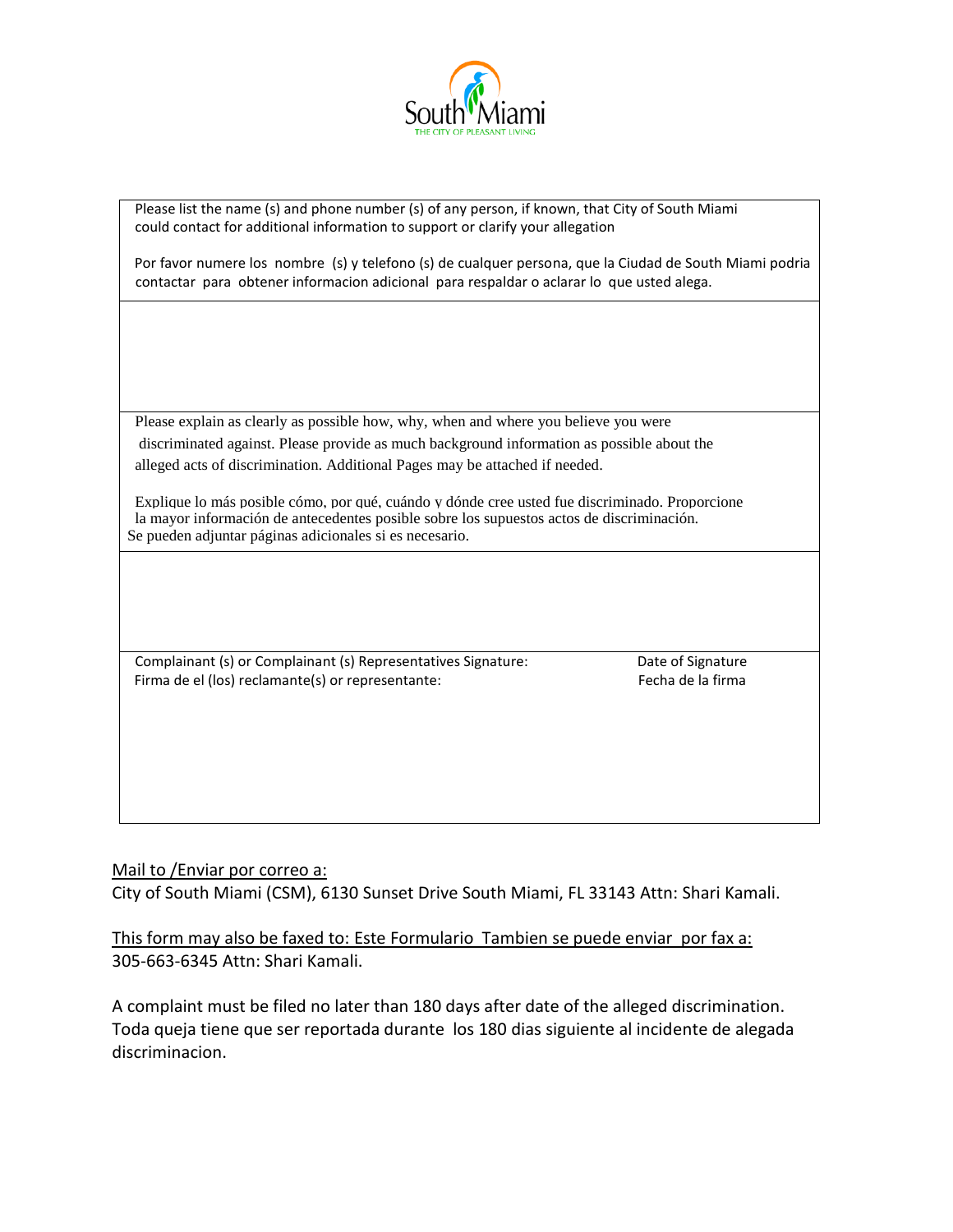Please list the name (s) and phone number (s) of any person, if known, that City of South Miami could contact for additional information to support or clarify your allegation

Por favor numere los nombre (s) y telefono (s) de cualquer persona, que la Ciudad de South Miami podria contactar para obtener informacion adicional para respaldar o aclarar lo que usted alega.

Please explain as clearly as possible how, why, when and where you believe you were discriminated against. Please provide as much background information as possible about the alleged acts of discrimination. Additional Pages may be attached if needed.

Explique lo más posible cómo, por qué, cuándo y dónde cree usted fue discriminado. Proporcione la mayor información de antecedentes posible sobre los supuestos actos de discriminación. Se pueden adjuntar páginas adicionales si es necesario.

| | |
|---|---|
| Complainant (s) or Complainant (s) Representatives Signature:<br>Firma de el (los) reclamante(s) or representante: | Date of Signature<br>Fecha de la firma |

Mail to /Enviar por correo a:
City of South Miami (CSM), 6130 Sunset Drive South Miami, FL 33143 Attn: Shari Kamali.

This form may also be faxed to: Este Formulario Tambien se puede enviar por fax a:
305-663-6345 Attn: Shari Kamali.

A complaint must be filed no later than 180 days after date of the alleged discrimination.
Toda queja tiene que ser reportada durante los 180 dias siguiente al incidente de alegada discriminacion.